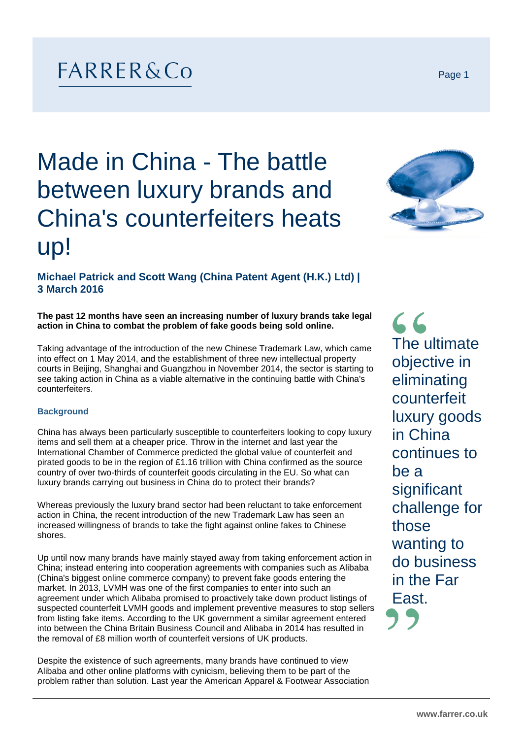# Made in China - The battle between luxury brands and China's counterfeiters heats up!

**Michael Patrick and Scott Wang (China Patent Agent (H.K.) Ltd) | 3 March 2016**

**The past 12 months have seen an increasing number of luxury brands take legal action in China to combat the problem of fake goods being sold online.**

Taking advantage of the introduction of the new Chinese Trademark Law, which came into effect on 1 May 2014, and the establishment of three new intellectual property courts in Beijing, Shanghai and Guangzhou in November 2014, the sector is starting to see taking action in China as a viable alternative in the continuing battle with China's counterfeiters.

> The ultimate objective in eliminating counterfeit luxury goods in China continues to be a significant challenge for those wanting to do business in the Far East.

### Background

China has always been particularly susceptible to counterfeiters looking to copy luxury items and sell them at a cheaper price. Throw in the internet and last year the International Chamber of Commerce predicted the global value of counterfeit and pirated goods to be in the region of £1.16 trillion with China confirmed as the source country of over two-thirds of counterfeit goods circulating in the EU. So what can luxury brands carrying out business in China do to protect their brands?

Whereas previously the luxury brand sector had been reluctant to take enforcement action in China, the recent introduction of the new Trademark Law has seen an increased willingness of brands to take the fight against online fakes to Chinese shores.

Up until now many brands have mainly stayed away from taking enforcement action in China; instead entering into cooperation agreements with companies such as Alibaba (China's biggest online commerce company) to prevent fake goods entering the market. In 2013, LVMH was one of the first companies to enter into such an agreement under which Alibaba promised to proactively take down product listings of suspected counterfeit LVMH goods and implement preventive measures to stop sellers from listing fake items. According to the UK government a similar agreement entered into between the China Britain Business Council and Alibaba in 2014 has resulted in the removal of £8 million worth of counterfeit versions of UK products.

Despite the existence of such agreements, many brands have continued to view Alibaba and other online platforms with cynicism, believing them to be part of the problem rather than solution. Last year the American Apparel & Footwear Association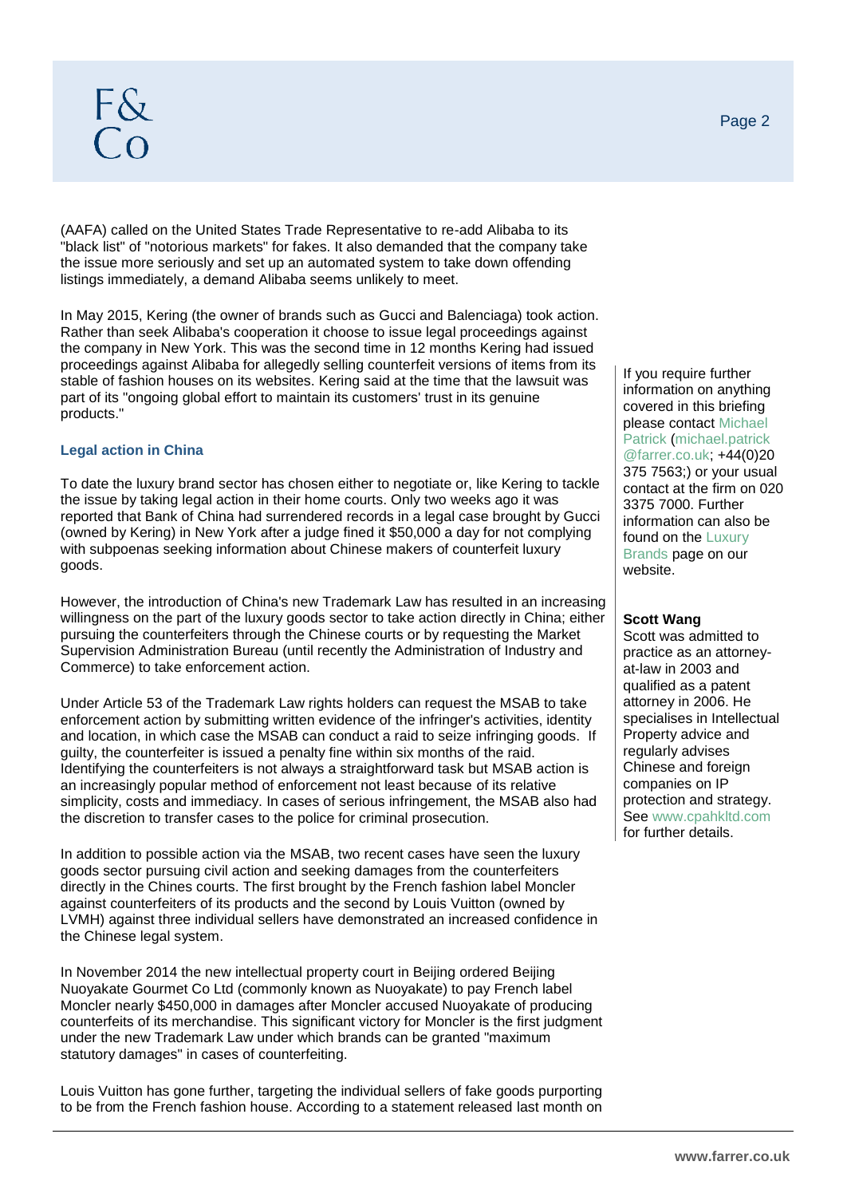(AAFA) called on the United States Trade Representative to re-add Alibaba to its "black list" of "notorious markets" for fakes. It also demanded that the company take the issue more seriously and set up an automated system to take down offending listings immediately, a demand Alibaba seems unlikely to meet.

In May 2015, Kering (the owner of brands such as Gucci and Balenciaga) took action. Rather than seek Alibaba's cooperation it choose to issue legal proceedings against the company in New York. This was the second time in 12 months Kering had issued proceedings against Alibaba for allegedly selling counterfeit versions of items from its stable of fashion houses on its websites. Kering said at the time that the lawsuit was part of its "ongoing global effort to maintain its customers' trust in its genuine products."

### Legal action in China

To date the luxury brand sector has chosen either to negotiate or, like Kering to tackle the issue by taking legal action in their home courts. Only two weeks ago it was reported that Bank of China had surrendered records in a legal case brought by Gucci (owned by Kering) in New York after a judge fined it $50,000 a day for not complying with subpoenas seeking information about Chinese makers of counterfeit luxury goods.

However, the introduction of China's new Trademark Law has resulted in an increasing willingness on the part of the luxury goods sector to take action directly in China; either pursuing the counterfeiters through the Chinese courts or by requesting the Market Supervision Administration Bureau (until recently the Administration of Industry and Commerce) to take enforcement action.

Under Article 53 of the Trademark Law rights holders can request the MSAB to take enforcement action by submitting written evidence of the infringer's activities, identity and location, in which case the MSAB can conduct a raid to seize infringing goods. If guilty, the counterfeiter is issued a penalty fine within six months of the raid. Identifying the counterfeiters is not always a straightforward task but MSAB action is an increasingly popular method of enforcement not least because of its relative simplicity, costs and immediacy. In cases of serious infringement, the MSAB also had the discretion to transfer cases to the police for criminal prosecution.

In addition to possible action via the MSAB, two recent cases have seen the luxury goods sector pursuing civil action and seeking damages from the counterfeiters directly in the Chines courts. The first brought by the French fashion label Moncler against counterfeiters of its products and the second by Louis Vuitton (owned by LVMH) against three individual sellers have demonstrated an increased confidence in the Chinese legal system.

In November 2014 the new intellectual property court in Beijing ordered Beijing Nuoyakate Gourmet Co Ltd (commonly known as Nuoyakate) to pay French label Moncler nearly $450,000 in damages after Moncler accused Nuoyakate of producing counterfeits of its merchandise. This significant victory for Moncler is the first judgment under the new Trademark Law under which brands can be granted "maximum statutory damages" in cases of counterfeiting.

Louis Vuitton has gone further, targeting the individual sellers of fake goods purporting to be from the French fashion house. According to a statement released last month on

---

If you require further information on anything covered in this briefing please contact Michael Patrick (michael.patrick@farrer.co.uk; +44(0)20 375 7563;) or your usual contact at the firm on 020 3375 7000. Further information can also be found on the Luxury Brands page on our website.

**Scott Wang**

Scott was admitted to practice as an attorney-at-law in 2003 and qualified as a patent attorney in 2006. He specialises in Intellectual Property advice and regularly advises Chinese and foreign companies on IP protection and strategy. See www.cpahkltd.com for further details.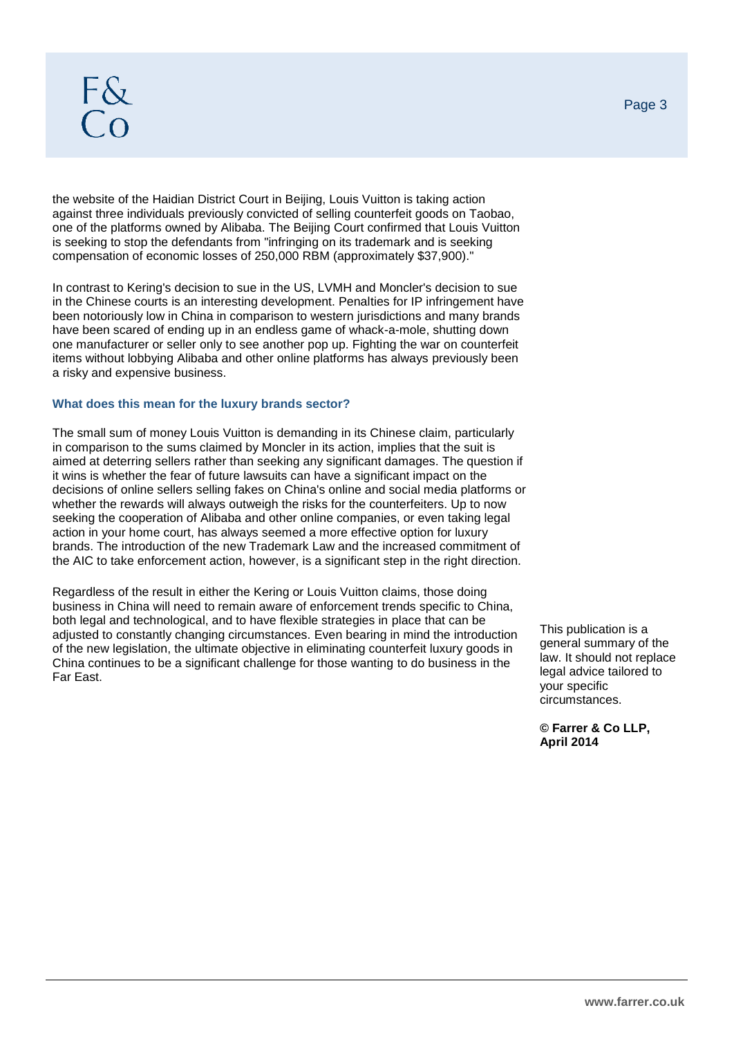the website of the Haidian District Court in Beijing, Louis Vuitton is taking action against three individuals previously convicted of selling counterfeit goods on Taobao, one of the platforms owned by Alibaba. The Beijing Court confirmed that Louis Vuitton is seeking to stop the defendants from "infringing on its trademark and is seeking compensation of economic losses of 250,000 RBM (approximately $37,900)."

In contrast to Kering's decision to sue in the US, LVMH and Moncler's decision to sue in the Chinese courts is an interesting development. Penalties for IP infringement have been notoriously low in China in comparison to western jurisdictions and many brands have been scared of ending up in an endless game of whack-a-mole, shutting down one manufacturer or seller only to see another pop up. Fighting the war on counterfeit items without lobbying Alibaba and other online platforms has always previously been a risky and expensive business.

### What does this mean for the luxury brands sector?

The small sum of money Louis Vuitton is demanding in its Chinese claim, particularly in comparison to the sums claimed by Moncler in its action, implies that the suit is aimed at deterring sellers rather than seeking any significant damages. The question if it wins is whether the fear of future lawsuits can have a significant impact on the decisions of online sellers selling fakes on China's online and social media platforms or whether the rewards will always outweigh the risks for the counterfeiters. Up to now seeking the cooperation of Alibaba and other online companies, or even taking legal action in your home court, has always seemed a more effective option for luxury brands. The introduction of the new Trademark Law and the increased commitment of the AIC to take enforcement action, however, is a significant step in the right direction.

Regardless of the result in either the Kering or Louis Vuitton claims, those doing business in China will need to remain aware of enforcement trends specific to China, both legal and technological, and to have flexible strategies in place that can be adjusted to constantly changing circumstances. Even bearing in mind the introduction of the new legislation, the ultimate objective in eliminating counterfeit luxury goods in China continues to be a significant challenge for those wanting to do business in the Far East.

This publication is a general summary of the law. It should not replace legal advice tailored to your specific circumstances.

**© Farrer & Co LLP, April 2014**